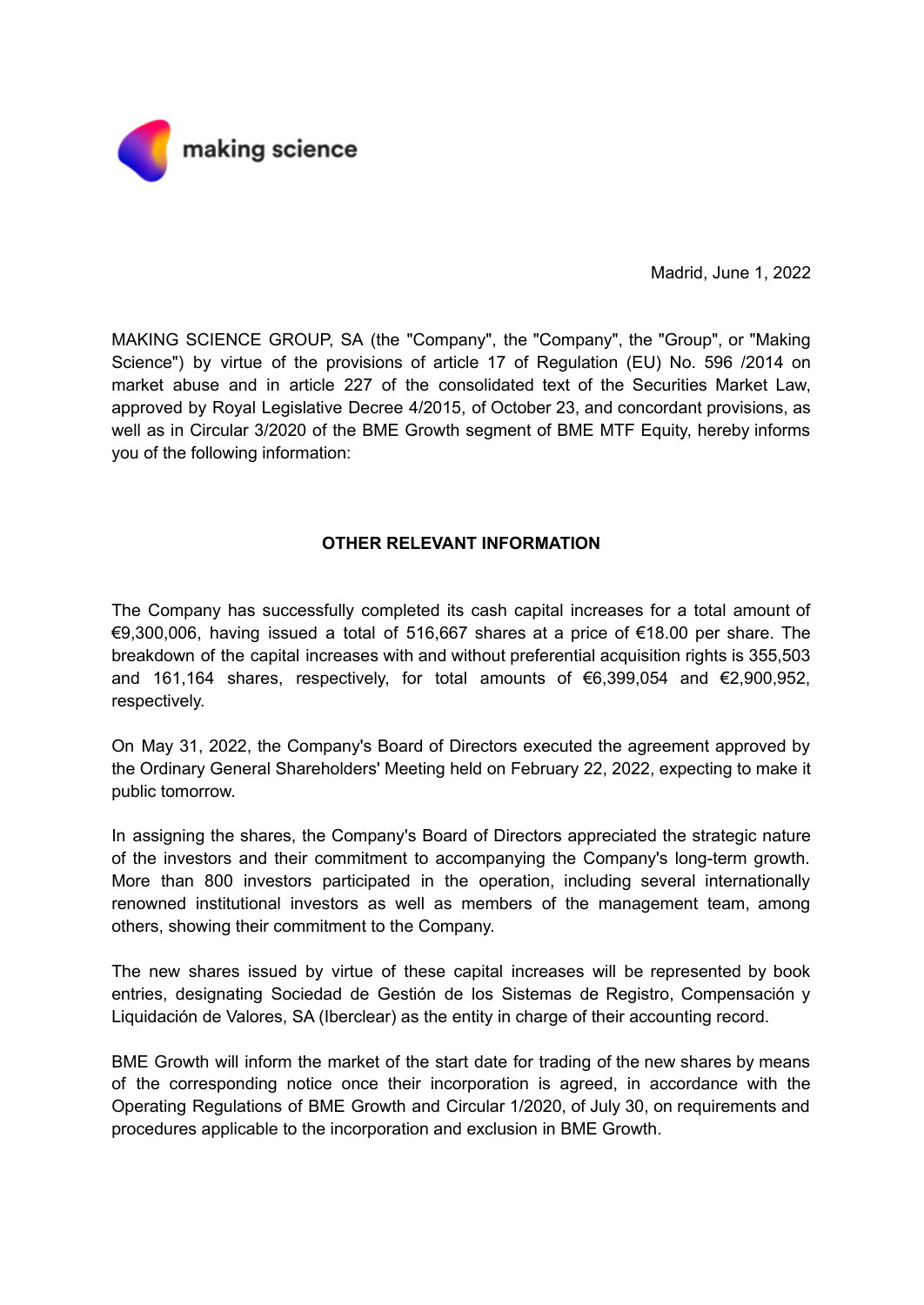making science

Madrid, June 1, 2022

MAKING SCIENCE GROUP, SA (the "Company", the "Company", the "Group", or "Making Science") by virtue of the provisions of article 17 of Regulation (EU) No. 596 /2014 on market abuse and in article 227 of the consolidated text of the Securities Market Law, approved by Royal Legislative Decree 4/2015, of October 23, and concordant provisions, as well as in Circular 3/2020 of the BME Growth segment of BME MTF Equity, hereby informs you of the following information:

## OTHER RELEVANT INFORMATION

The Company has successfully completed its cash capital increases for a total amount of €9,300,006, having issued a total of 516,667 shares at a price of €18.00 per share. The breakdown of the capital increases with and without preferential acquisition rights is 355,503 and 161,164 shares, respectively, for total amounts of €6,399,054 and €2,900,952, respectively.

On May 31, 2022, the Company's Board of Directors executed the agreement approved by the Ordinary General Shareholders' Meeting held on February 22, 2022, expecting to make it public tomorrow.

In assigning the shares, the Company's Board of Directors appreciated the strategic nature of the investors and their commitment to accompanying the Company's long-term growth. More than 800 investors participated in the operation, including several internationally renowned institutional investors as well as members of the management team, among others, showing their commitment to the Company.

The new shares issued by virtue of these capital increases will be represented by book entries, designating Sociedad de Gestión de los Sistemas de Registro, Compensación y Liquidación de Valores, SA (Iberclear) as the entity in charge of their accounting record.

BME Growth will inform the market of the start date for trading of the new shares by means of the corresponding notice once their incorporation is agreed, in accordance with the Operating Regulations of BME Growth and Circular 1/2020, of July 30, on requirements and procedures applicable to the incorporation and exclusion in BME Growth.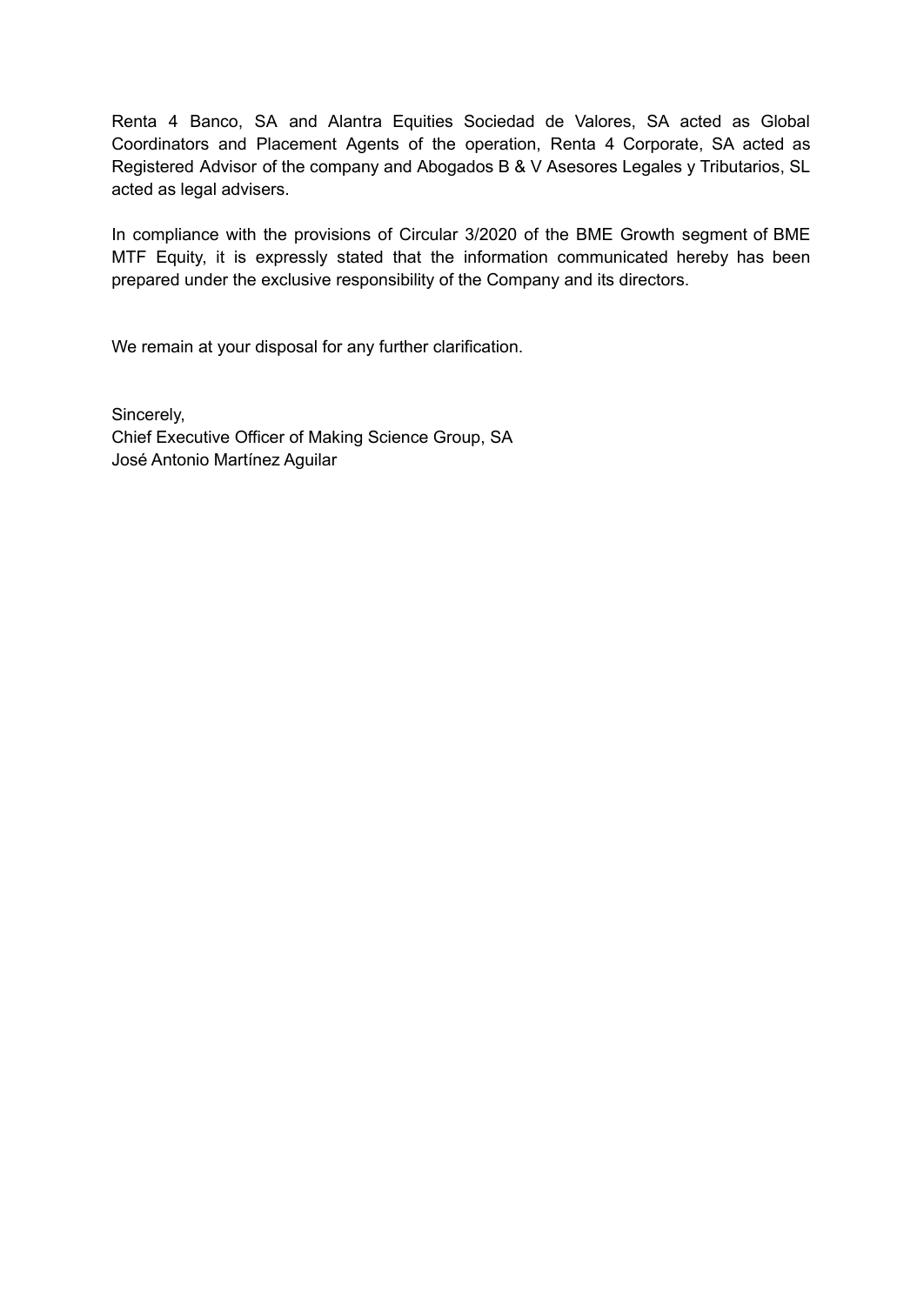Renta 4 Banco, SA and Alantra Equities Sociedad de Valores, SA acted as Global Coordinators and Placement Agents of the operation, Renta 4 Corporate, SA acted as Registered Advisor of the company and Abogados B & V Asesores Legales y Tributarios, SL acted as legal advisers.

In compliance with the provisions of Circular 3/2020 of the BME Growth segment of BME MTF Equity, it is expressly stated that the information communicated hereby has been prepared under the exclusive responsibility of the Company and its directors.

We remain at your disposal for any further clarification.

Sincerely,
Chief Executive Officer of Making Science Group, SA
José Antonio Martínez Aguilar